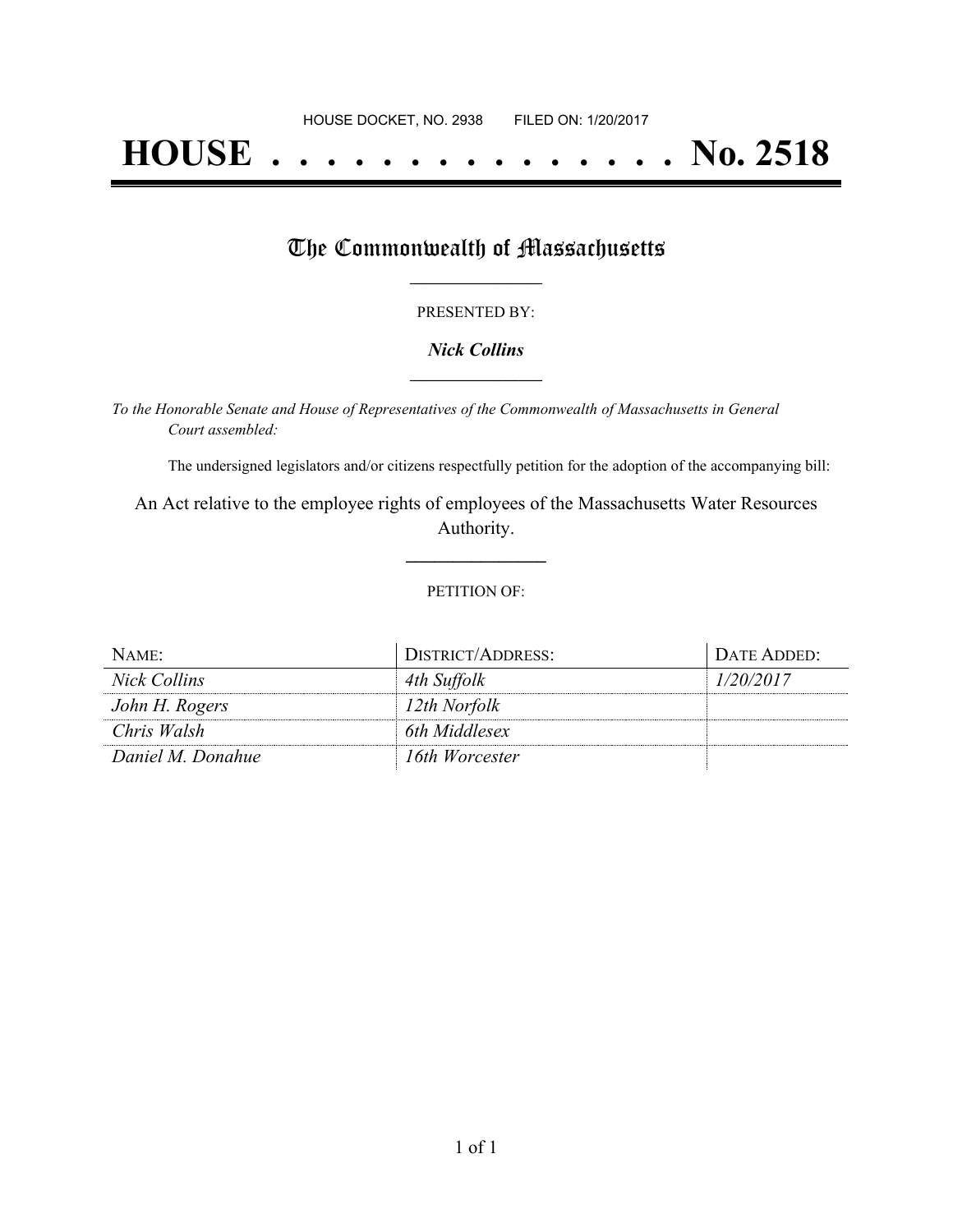HOUSE DOCKET, NO. 2938 FILED ON: 1/20/2017

# HOUSE . . . . . . . . . . . . . . . No. 2518

## The Commonwealth of Massachusetts

PRESENTED BY:

***Nick Collins***

*To the Honorable Senate and House of Representatives of the Commonwealth of Massachusetts in General Court assembled:*

The undersigned legislators and/or citizens respectfully petition for the adoption of the accompanying bill:

An Act relative to the employee rights of employees of the Massachusetts Water Resources Authority.

PETITION OF:

| NAME: | DISTRICT/ADDRESS: | DATE ADDED: |
| --- | --- | --- |
| *Nick Collins* | *4th Suffolk* | *1/20/2017* |
| *John H. Rogers* | *12th Norfolk* | |
| *Chris Walsh* | *6th Middlesex* | |
| *Daniel M. Donahue* | *16th Worcester* | |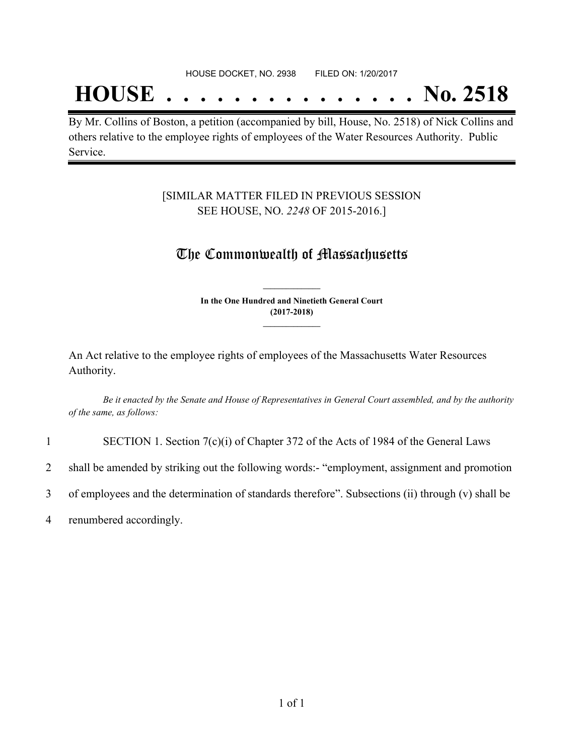HOUSE DOCKET, NO. 2938 FILED ON: 1/20/2017

# HOUSE . . . . . . . . . . . . . . . No. 2518

By Mr. Collins of Boston, a petition (accompanied by bill, House, No. 2518) of Nick Collins and others relative to the employee rights of employees of the Water Resources Authority. Public Service.

[SIMILAR MATTER FILED IN PREVIOUS SESSION
SEE HOUSE, NO. *2248* OF 2015-2016.]

## The Commonwealth of Massachusetts

**In the One Hundred and Ninetieth General Court**
**(2017-2018)**

An Act relative to the employee rights of employees of the Massachusetts Water Resources Authority.

*Be it enacted by the Senate and House of Representatives in General Court assembled, and by the authority of the same, as follows:*

1 SECTION 1. Section 7(c)(i) of Chapter 372 of the Acts of 1984 of the General Laws
2 shall be amended by striking out the following words:- "employment, assignment and promotion
3 of employees and the determination of standards therefore". Subsections (ii) through (v) shall be
4 renumbered accordingly.